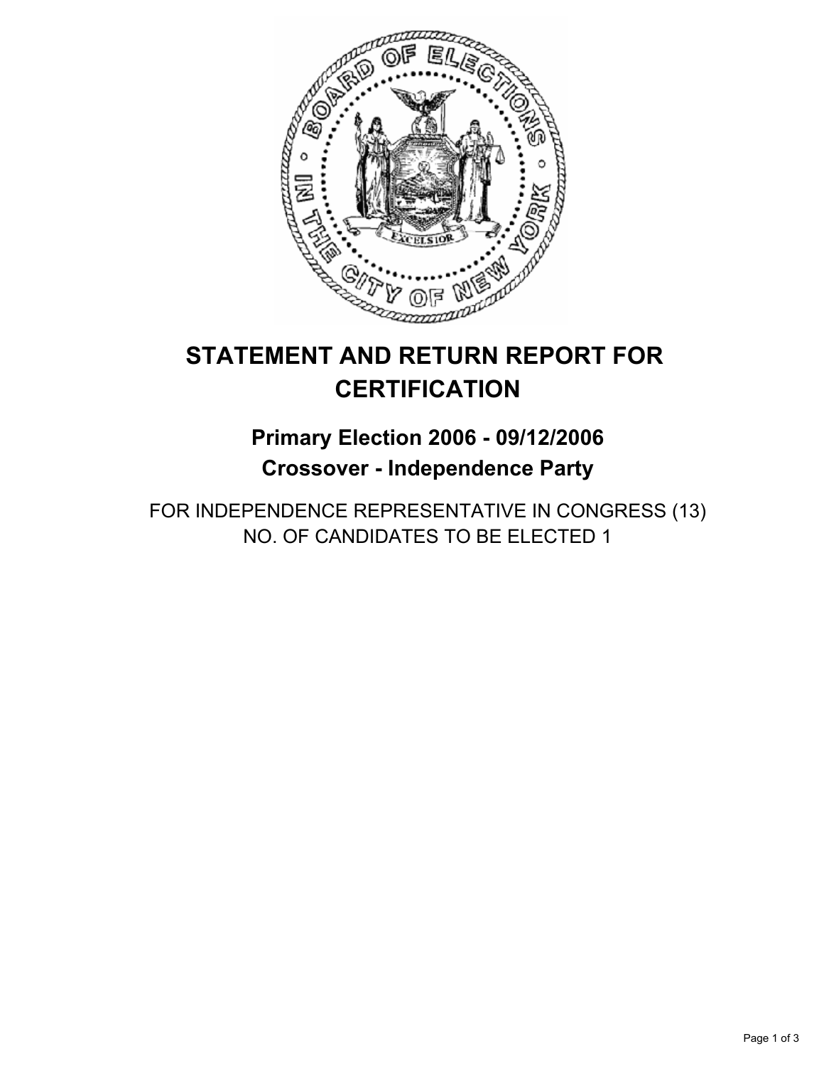# STATEMENT AND RETURN REPORT FOR CERTIFICATION

## Primary Election 2006 - 09/12/2006

## Crossover - Independence Party

FOR INDEPENDENCE REPRESENTATIVE IN CONGRESS (13)
NO. OF CANDIDATES TO BE ELECTED 1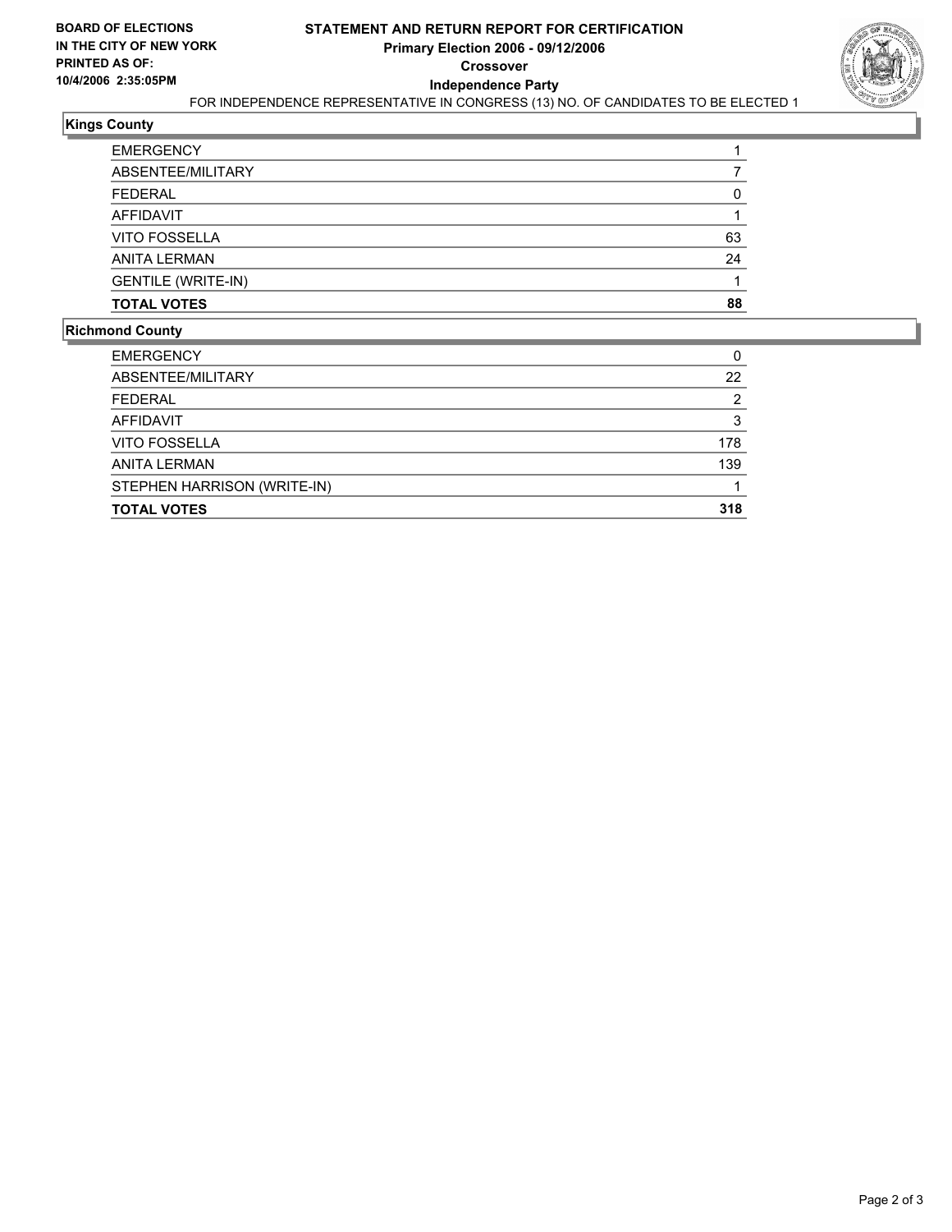**BOARD OF ELECTIONS IN THE CITY OF NEW YORK PRINTED AS OF: 10/4/2006 2:35:05PM**

# STATEMENT AND RETURN REPORT FOR CERTIFICATION

## Primary Election 2006 - 09/12/2006

### Crossover

### Independence Party

FOR INDEPENDENCE REPRESENTATIVE IN CONGRESS (13) NO. OF CANDIDATES TO BE ELECTED 1

## Kings County

| | |
|---|---|
| EMERGENCY | 1 |
| ABSENTEE/MILITARY | 7 |
| FEDERAL | 0 |
| AFFIDAVIT | 1 |
| VITO FOSSELLA | 63 |
| ANITA LERMAN | 24 |
| GENTILE (WRITE-IN) | 1 |
| **TOTAL VOTES** | **88** |

## Richmond County

| | |
|---|---|
| EMERGENCY | 0 |
| ABSENTEE/MILITARY | 22 |
| FEDERAL | 2 |
| AFFIDAVIT | 3 |
| VITO FOSSELLA | 178 |
| ANITA LERMAN | 139 |
| STEPHEN HARRISON (WRITE-IN) | 1 |
| **TOTAL VOTES** | **318** |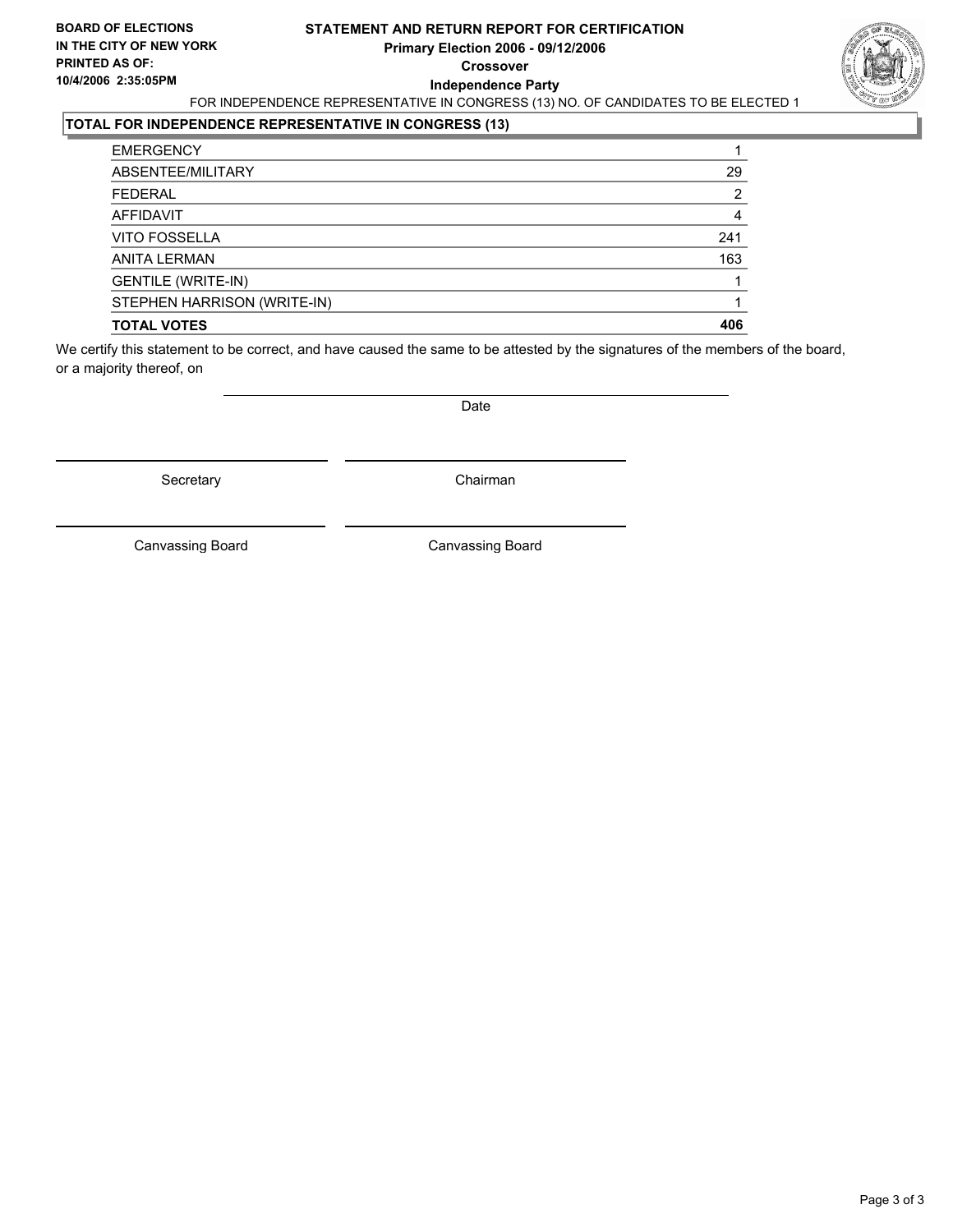**BOARD OF ELECTIONS IN THE CITY OF NEW YORK PRINTED AS OF: 10/4/2006 2:35:05PM**

# STATEMENT AND RETURN REPORT FOR CERTIFICATION
## Primary Election 2006 - 09/12/2006
## Crossover
## Independence Party

FOR INDEPENDENCE REPRESENTATIVE IN CONGRESS (13) NO. OF CANDIDATES TO BE ELECTED 1

**TOTAL FOR INDEPENDENCE REPRESENTATIVE IN CONGRESS (13)**

| | |
|---|---|
| EMERGENCY | 1 |
| ABSENTEE/MILITARY | 29 |
| FEDERAL | 2 |
| AFFIDAVIT | 4 |
| VITO FOSSELLA | 241 |
| ANITA LERMAN | 163 |
| GENTILE (WRITE-IN) | 1 |
| STEPHEN HARRISON (WRITE-IN) | 1 |
| **TOTAL VOTES** | **406** |

We certify this statement to be correct, and have caused the same to be attested by the signatures of the members of the board, or a majority thereof, on

Date

Secretary

Chairman

Canvassing Board

Canvassing Board